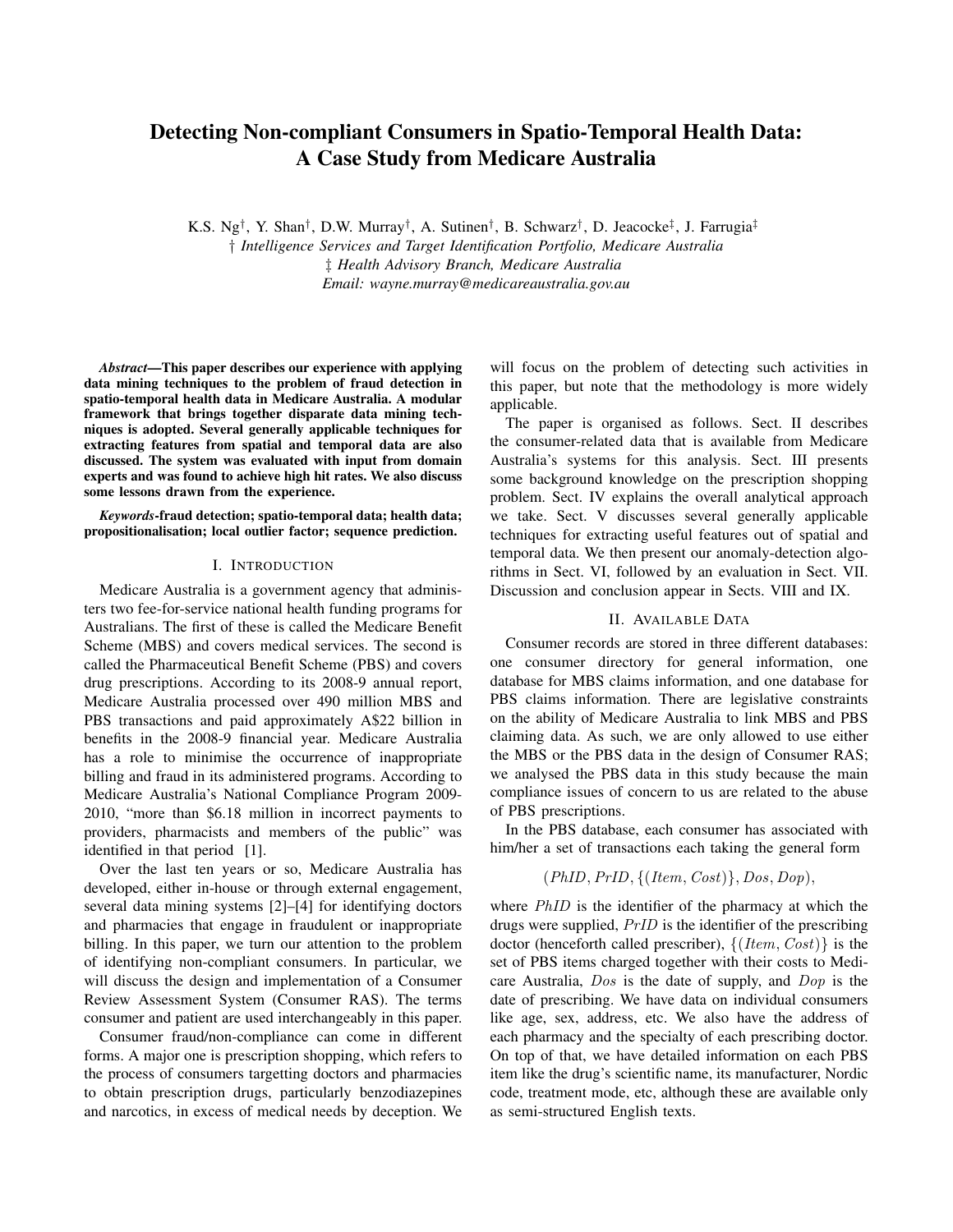# Detecting Non-compliant Consumers in Spatio-Temporal Health Data: A Case Study from Medicare Australia

K.S. Ng[†], Y. Shan[†], D.W. Murray[†], A. Sutinen[†], B. Schwarz[†], D. Jeacocke[‡], J. Farrugia[‡]

[†] *Intelligence Services and Target Identification Portfolio, Medicare Australia*

[‡] *Health Advisory Branch, Medicare Australia*

*Email: wayne.murray@medicareaustralia.gov.au*

***Abstract*—This paper describes our experience with applying data mining techniques to the problem of fraud detection in spatio-temporal health data in Medicare Australia. A modular framework that brings together disparate data mining techniques is adopted. Several generally applicable techniques for extracting features from spatial and temporal data are also discussed. The system was evaluated with input from domain experts and was found to achieve high hit rates. We also discuss some lessons drawn from the experience.**

***Keywords*-fraud detection; spatio-temporal data; health data; propositionalisation; local outlier factor; sequence prediction.**

## I. Introduction

Medicare Australia is a government agency that administers two fee-for-service national health funding programs for Australians. The first of these is called the Medicare Benefit Scheme (MBS) and covers medical services. The second is called the Pharmaceutical Benefit Scheme (PBS) and covers drug prescriptions. According to its 2008-9 annual report, Medicare Australia processed over 490 million MBS and PBS transactions and paid approximately A$22 billion in benefits in the 2008-9 financial year. Medicare Australia has a role to minimise the occurrence of inappropriate billing and fraud in its administered programs. According to Medicare Australia's National Compliance Program 2009-2010, "more than $6.18 million in incorrect payments to providers, pharmacists and members of the public" was identified in that period [1].

Over the last ten years or so, Medicare Australia has developed, either in-house or through external engagement, several data mining systems [2]–[4] for identifying doctors and pharmacies that engage in fraudulent or inappropriate billing. In this paper, we turn our attention to the problem of identifying non-compliant consumers. In particular, we will discuss the design and implementation of a Consumer Review Assessment System (Consumer RAS). The terms consumer and patient are used interchangeably in this paper.

Consumer fraud/non-compliance can come in different forms. A major one is prescription shopping, which refers to the process of consumers targetting doctors and pharmacies to obtain prescription drugs, particularly benzodiazepines and narcotics, in excess of medical needs by deception. We will focus on the problem of detecting such activities in this paper, but note that the methodology is more widely applicable.

The paper is organised as follows. Sect. II describes the consumer-related data that is available from Medicare Australia's systems for this analysis. Sect. III presents some background knowledge on the prescription shopping problem. Sect. IV explains the overall analytical approach we take. Sect. V discusses several generally applicable techniques for extracting useful features out of spatial and temporal data. We then present our anomaly-detection algorithms in Sect. VI, followed by an evaluation in Sect. VII. Discussion and conclusion appear in Sects. VIII and IX.

## II. Available Data

Consumer records are stored in three different databases: one consumer directory for general information, one database for MBS claims information, and one database for PBS claims information. There are legislative constraints on the ability of Medicare Australia to link MBS and PBS claiming data. As such, we are only allowed to use either the MBS or the PBS data in the design of Consumer RAS; we analysed the PBS data in this study because the main compliance issues of concern to us are related to the abuse of PBS prescriptions.

In the PBS database, each consumer has associated with him/her a set of transactions each taking the general form

$$(PhID, PrID, \{(Item, Cost)\}, Dos, Dop),$$

where $PhID$ is the identifier of the pharmacy at which the drugs were supplied, $PrID$ is the identifier of the prescribing doctor (henceforth called prescriber), $\{(Item, Cost)\}$ is the set of PBS items charged together with their costs to Medicare Australia, $Dos$ is the date of supply, and $Dop$ is the date of prescribing. We have data on individual consumers like age, sex, address, etc. We also have the address of each pharmacy and the specialty of each prescribing doctor. On top of that, we have detailed information on each PBS item like the drug's scientific name, its manufacturer, Nordic code, treatment mode, etc, although these are available only as semi-structured English texts.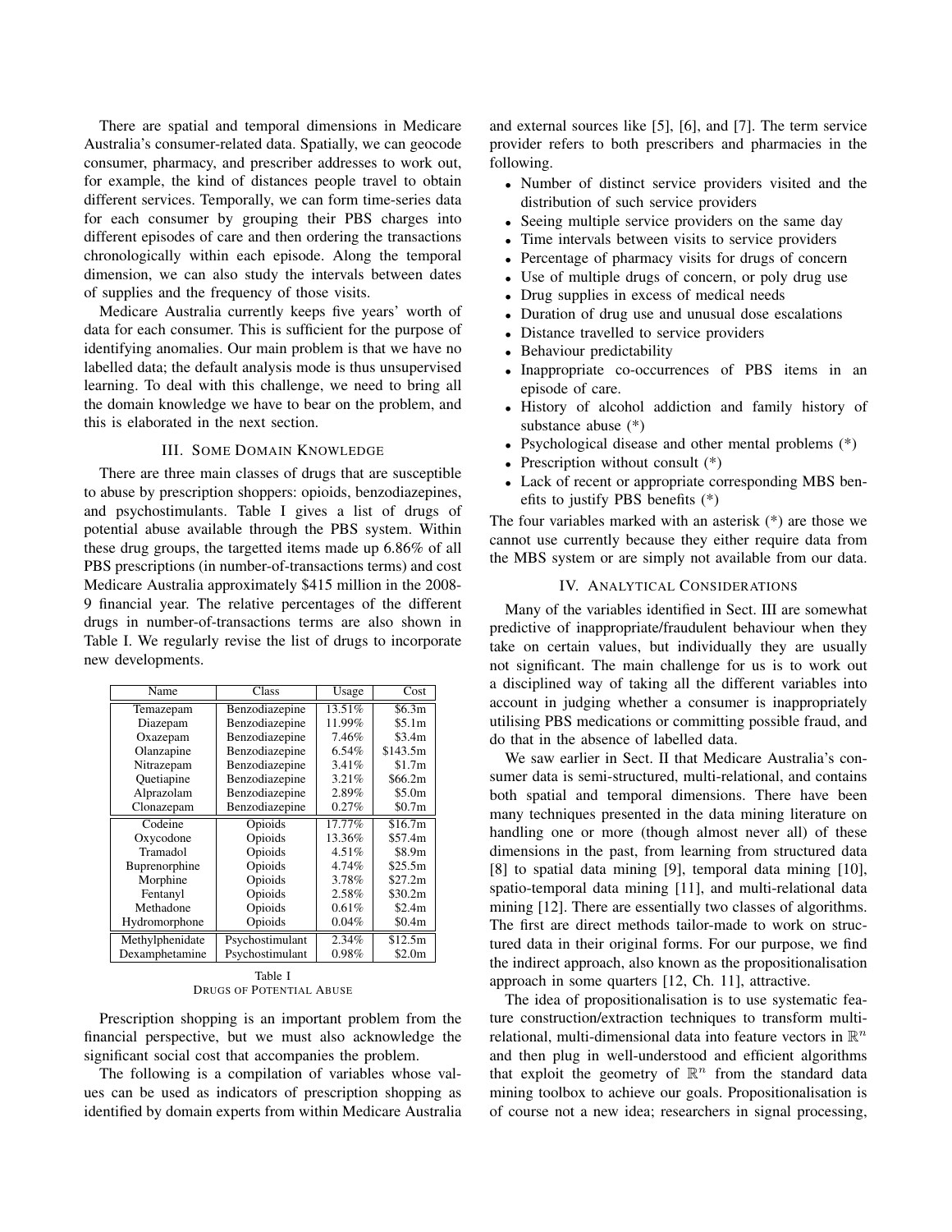There are spatial and temporal dimensions in Medicare Australia's consumer-related data. Spatially, we can geocode consumer, pharmacy, and prescriber addresses to work out, for example, the kind of distances people travel to obtain different services. Temporally, we can form time-series data for each consumer by grouping their PBS charges into different episodes of care and then ordering the transactions chronologically within each episode. Along the temporal dimension, we can also study the intervals between dates of supplies and the frequency of those visits.

Medicare Australia currently keeps five years' worth of data for each consumer. This is sufficient for the purpose of identifying anomalies. Our main problem is that we have no labelled data; the default analysis mode is thus unsupervised learning. To deal with this challenge, we need to bring all the domain knowledge we have to bear on the problem, and this is elaborated in the next section.

## III. Some Domain Knowledge

There are three main classes of drugs that are susceptible to abuse by prescription shoppers: opioids, benzodiazepines, and psychostimulants. Table I gives a list of drugs of potential abuse available through the PBS system. Within these drug groups, the targetted items made up 6.86% of all PBS prescriptions (in number-of-transactions terms) and cost Medicare Australia approximately $415 million in the 2008-9 financial year. The relative percentages of the different drugs in number-of-transactions terms are also shown in Table I. We regularly revise the list of drugs to incorporate new developments.

| Name | Class | Usage | Cost |
|---|---|---|---|
| Temazepam | Benzodiazepine | 13.51% | $6.3m |
| Diazepam | Benzodiazepine | 11.99% | $5.1m |
| Oxazepam | Benzodiazepine | 7.46% | $3.4m |
| Olanzapine | Benzodiazepine | 6.54% | $143.5m |
| Nitrazepam | Benzodiazepine | 3.41% | $1.7m |
| Quetiapine | Benzodiazepine | 3.21% | $66.2m |
| Alprazolam | Benzodiazepine | 2.89% | $5.0m |
| Clonazepam | Benzodiazepine | 0.27% | $0.7m |
| Codeine | Opioids | 17.77% | $16.7m |
| Oxycodone | Opioids | 13.36% | $57.4m |
| Tramadol | Opioids | 4.51% | $8.9m |
| Buprenorphine | Opioids | 4.74% | $25.5m |
| Morphine | Opioids | 3.78% | $27.2m |
| Fentanyl | Opioids | 2.58% | $30.2m |
| Methadone | Opioids | 0.61% | $2.4m |
| Hydromorphone | Opioids | 0.04% | $0.4m |
| Methylphenidate | Psychostimulant | 2.34% | $12.5m |
| Dexamphetamine | Psychostimulant | 0.98% | $2.0m |

Table I
Drugs of Potential Abuse

Prescription shopping is an important problem from the financial perspective, but we must also acknowledge the significant social cost that accompanies the problem.

The following is a compilation of variables whose values can be used as indicators of prescription shopping as identified by domain experts from within Medicare Australia and external sources like [5], [6], and [7]. The term service provider refers to both prescribers and pharmacies in the following.

- Number of distinct service providers visited and the distribution of such service providers
- Seeing multiple service providers on the same day
- Time intervals between visits to service providers
- Percentage of pharmacy visits for drugs of concern
- Use of multiple drugs of concern, or poly drug use
- Drug supplies in excess of medical needs
- Duration of drug use and unusual dose escalations
- Distance travelled to service providers
- Behaviour predictability
- Inappropriate co-occurrences of PBS items in an episode of care.
- History of alcohol addiction and family history of substance abuse (*)
- Psychological disease and other mental problems (*)
- Prescription without consult (*)
- Lack of recent or appropriate corresponding MBS benefits to justify PBS benefits (*)

The four variables marked with an asterisk (*) are those we cannot use currently because they either require data from the MBS system or are simply not available from our data.

## IV. Analytical Considerations

Many of the variables identified in Sect. III are somewhat predictive of inappropriate/fraudulent behaviour when they take on certain values, but individually they are usually not significant. The main challenge for us is to work out a disciplined way of taking all the different variables into account in judging whether a consumer is inappropriately utilising PBS medications or committing possible fraud, and do that in the absence of labelled data.

We saw earlier in Sect. II that Medicare Australia's consumer data is semi-structured, multi-relational, and contains both spatial and temporal dimensions. There have been many techniques presented in the data mining literature on handling one or more (though almost never all) of these dimensions in the past, from learning from structured data [8] to spatial data mining [9], temporal data mining [10], spatio-temporal data mining [11], and multi-relational data mining [12]. There are essentially two classes of algorithms. The first are direct methods tailor-made to work on structured data in their original forms. For our purpose, we find the indirect approach, also known as the propositionalisation approach in some quarters [12, Ch. 11], attractive.

The idea of propositionalisation is to use systematic feature construction/extraction techniques to transform multi-relational, multi-dimensional data into feature vectors in $\mathbb{R}^n$ and then plug in well-understood and efficient algorithms that exploit the geometry of $\mathbb{R}^n$ from the standard data mining toolbox to achieve our goals. Propositionalisation is of course not a new idea; researchers in signal processing,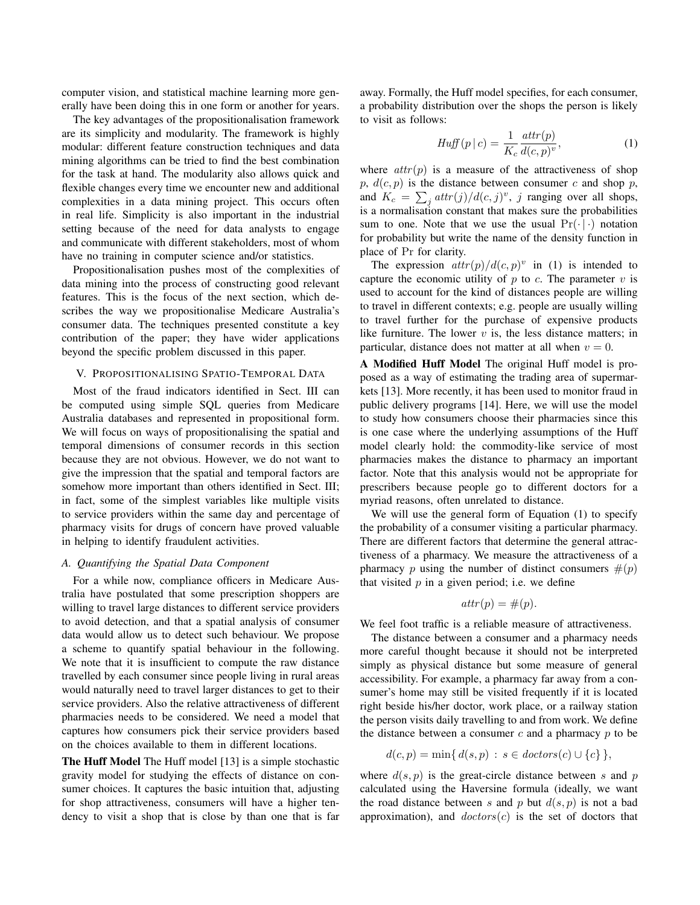computer vision, and statistical machine learning more generally have been doing this in one form or another for years.

The key advantages of the propositionalisation framework are its simplicity and modularity. The framework is highly modular: different feature construction techniques and data mining algorithms can be tried to find the best combination for the task at hand. The modularity also allows quick and flexible changes every time we encounter new and additional complexities in a data mining project. This occurs often in real life. Simplicity is also important in the industrial setting because of the need for data analysts to engage and communicate with different stakeholders, most of whom have no training in computer science and/or statistics.

Propositionalisation pushes most of the complexities of data mining into the process of constructing good relevant features. This is the focus of the next section, which describes the way we propositionalise Medicare Australia's consumer data. The techniques presented constitute a key contribution of the paper; they have wider applications beyond the specific problem discussed in this paper.

## V. Propositionalising Spatio-Temporal Data

Most of the fraud indicators identified in Sect. III can be computed using simple SQL queries from Medicare Australia databases and represented in propositional form. We will focus on ways of propositionalising the spatial and temporal dimensions of consumer records in this section because they are not obvious. However, we do not want to give the impression that the spatial and temporal factors are somehow more important than others identified in Sect. III; in fact, some of the simplest variables like multiple visits to service providers within the same day and percentage of pharmacy visits for drugs of concern have proved valuable in helping to identify fraudulent activities.

### A. Quantifying the Spatial Data Component

For a while now, compliance officers in Medicare Australia have postulated that some prescription shoppers are willing to travel large distances to different service providers to avoid detection, and that a spatial analysis of consumer data would allow us to detect such behaviour. We propose a scheme to quantify spatial behaviour in the following. We note that it is insufficient to compute the raw distance travelled by each consumer since people living in rural areas would naturally need to travel larger distances to get to their service providers. Also the relative attractiveness of different pharmacies needs to be considered. We need a model that captures how consumers pick their service providers based on the choices available to them in different locations.

**The Huff Model** The Huff model [13] is a simple stochastic gravity model for studying the effects of distance on consumer choices. It captures the basic intuition that, adjusting for shop attractiveness, consumers will have a higher tendency to visit a shop that is close by than one that is far away. Formally, the Huff model specifies, for each consumer, a probability distribution over the shops the person is likely to visit as follows:

$$Huff\,(p \,|\, c) = \frac{1}{K_c} \frac{attr(p)}{d(c,p)^v}, \tag{1}$$

where $attr(p)$ is a measure of the attractiveness of shop $p$, $d(c, p)$ is the distance between consumer $c$ and shop $p$, and $K_c = \sum_j attr(j)/d(c, j)^v$, $j$ ranging over all shops, is a normalisation constant that makes sure the probabilities sum to one. Note that we use the usual $\Pr(\cdot \,|\, \cdot)$ notation for probability but write the name of the density function in place of $\Pr$ for clarity.

The expression $attr(p)/d(c, p)^v$ in (1) is intended to capture the economic utility of $p$ to $c$. The parameter $v$ is used to account for the kind of distances people are willing to travel in different contexts; e.g. people are usually willing to travel further for the purchase of expensive products like furniture. The lower $v$ is, the less distance matters; in particular, distance does not matter at all when $v = 0$.

**A Modified Huff Model** The original Huff model is proposed as a way of estimating the trading area of supermarkets [13]. More recently, it has been used to monitor fraud in public delivery programs [14]. Here, we will use the model to study how consumers choose their pharmacies since this is one case where the underlying assumptions of the Huff model clearly hold: the commodity-like service of most pharmacies makes the distance to pharmacy an important factor. Note that this analysis would not be appropriate for prescribers because people go to different doctors for a myriad reasons, often unrelated to distance.

We will use the general form of Equation (1) to specify the probability of a consumer visiting a particular pharmacy. There are different factors that determine the general attractiveness of a pharmacy. We measure the attractiveness of a pharmacy $p$ using the number of distinct consumers $\#(p)$ that visited $p$ in a given period; i.e. we define

$$attr(p) = \#(p).$$

We feel foot traffic is a reliable measure of attractiveness.

The distance between a consumer and a pharmacy needs more careful thought because it should not be interpreted simply as physical distance but some measure of general accessibility. For example, a pharmacy far away from a consumer's home may still be visited frequently if it is located right beside his/her doctor, work place, or a railway station the person visits daily travelling to and from work. We define the distance between a consumer $c$ and a pharmacy $p$ to be

$$d(c, p) = \min\{\, d(s, p) \,:\, s \in doctors(c) \cup \{c\} \,\},$$

where $d(s, p)$ is the great-circle distance between $s$ and $p$ calculated using the Haversine formula (ideally, we want the road distance between $s$ and $p$ but $d(s, p)$ is not a bad approximation), and $doctors(c)$ is the set of doctors that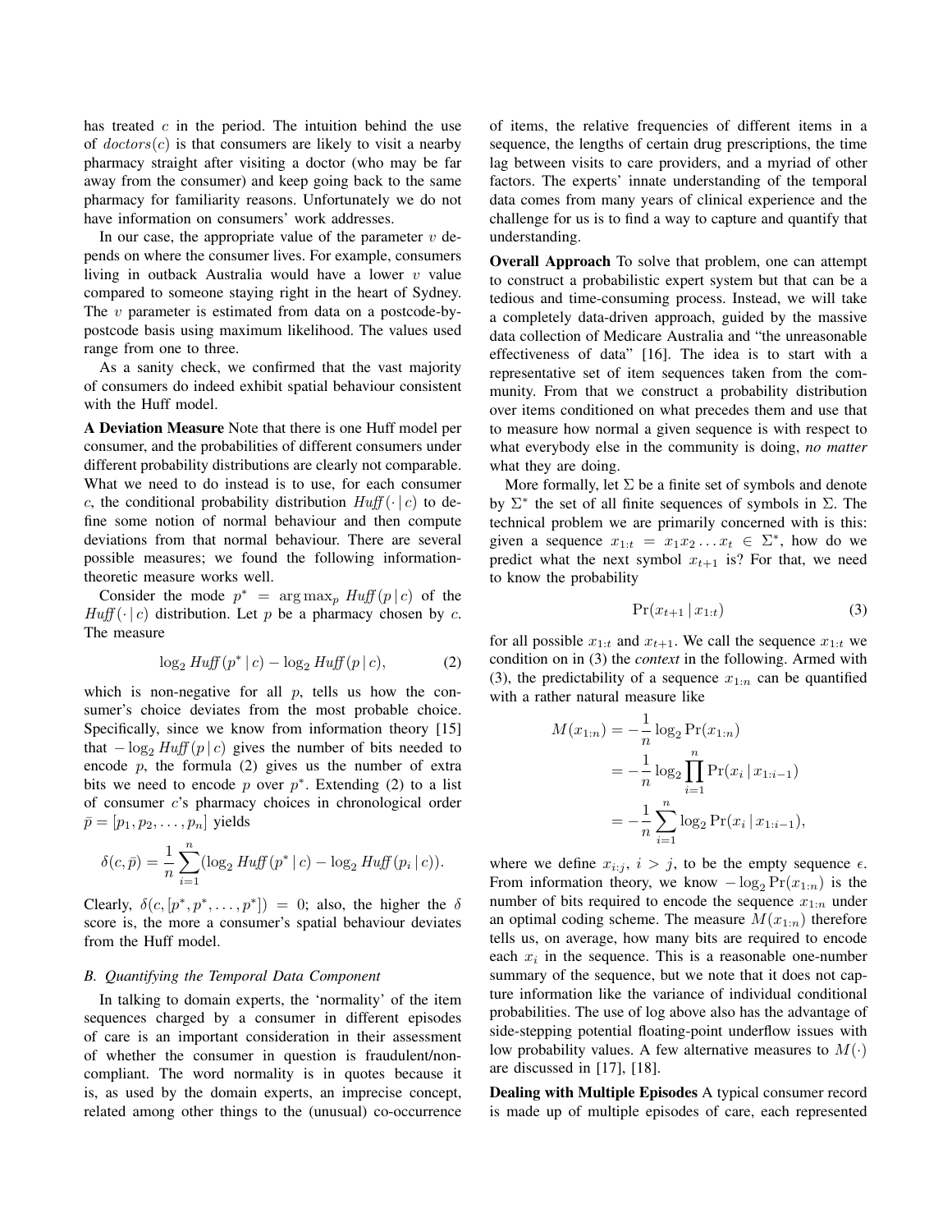has treated $c$ in the period. The intuition behind the use of $doctors(c)$ is that consumers are likely to visit a nearby pharmacy straight after visiting a doctor (who may be far away from the consumer) and keep going back to the same pharmacy for familiarity reasons. Unfortunately we do not have information on consumers' work addresses.

In our case, the appropriate value of the parameter $v$ depends on where the consumer lives. For example, consumers living in outback Australia would have a lower $v$ value compared to someone staying right in the heart of Sydney. The $v$ parameter is estimated from data on a postcode-by-postcode basis using maximum likelihood. The values used range from one to three.

As a sanity check, we confirmed that the vast majority of consumers do indeed exhibit spatial behaviour consistent with the Huff model.

**A Deviation Measure** Note that there is one Huff model per consumer, and the probabilities of different consumers under different probability distributions are clearly not comparable. What we need to do instead is to use, for each consumer $c$, the conditional probability distribution $\mathit{Huff}(\cdot \,|\, c)$ to define some notion of normal behaviour and then compute deviations from that normal behaviour. There are several possible measures; we found the following information-theoretic measure works well.

Consider the mode $p^* = \arg\max_p \mathit{Huff}(p \,|\, c)$ of the $\mathit{Huff}(\cdot \,|\, c)$ distribution. Let $p$ be a pharmacy chosen by $c$. The measure

$$\log_2 \mathit{Huff}(p^* \,|\, c) - \log_2 \mathit{Huff}(p \,|\, c), \tag{2}$$

which is non-negative for all $p$, tells us how the consumer's choice deviates from the most probable choice. Specifically, since we know from information theory [15] that $-\log_2 \mathit{Huff}(p \,|\, c)$ gives the number of bits needed to encode $p$, the formula (2) gives us the number of extra bits we need to encode $p$ over $p^*$. Extending (2) to a list of consumer $c$'s pharmacy choices in chronological order $\bar{p} = [p_1, p_2, \ldots, p_n]$ yields

$$\delta(c, \bar{p}) = \frac{1}{n} \sum_{i=1}^{n} (\log_2 \mathit{Huff}(p^* \,|\, c) - \log_2 \mathit{Huff}(p_i \,|\, c)).$$

Clearly, $\delta(c, [p^*, p^*, \ldots, p^*]) = 0$; also, the higher the $\delta$ score is, the more a consumer's spatial behaviour deviates from the Huff model.

### B. Quantifying the Temporal Data Component

In talking to domain experts, the 'normality' of the item sequences charged by a consumer in different episodes of care is an important consideration in their assessment of whether the consumer in question is fraudulent/non-compliant. The word normality is in quotes because it is, as used by the domain experts, an imprecise concept, related among other things to the (unusual) co-occurrence of items, the relative frequencies of different items in a sequence, the lengths of certain drug prescriptions, the time lag between visits to care providers, and a myriad of other factors. The experts' innate understanding of the temporal data comes from many years of clinical experience and the challenge for us is to find a way to capture and quantify that understanding.

**Overall Approach** To solve that problem, one can attempt to construct a probabilistic expert system but that can be a tedious and time-consuming process. Instead, we will take a completely data-driven approach, guided by the massive data collection of Medicare Australia and "the unreasonable effectiveness of data" [16]. The idea is to start with a representative set of item sequences taken from the community. From that we construct a probability distribution over items conditioned on what precedes them and use that to measure how normal a given sequence is with respect to what everybody else in the community is doing, *no matter* what they are doing.

More formally, let $\Sigma$ be a finite set of symbols and denote by $\Sigma^*$ the set of all finite sequences of symbols in $\Sigma$. The technical problem we are primarily concerned with is this: given a sequence $x_{1:t} = x_1 x_2 \ldots x_t \in \Sigma^*$, how do we predict what the next symbol $x_{t+1}$ is? For that, we need to know the probability

$$\Pr(x_{t+1} \,|\, x_{1:t}) \tag{3}$$

for all possible $x_{1:t}$ and $x_{t+1}$. We call the sequence $x_{1:t}$ we condition on in (3) the *context* in the following. Armed with (3), the predictability of a sequence $x_{1:n}$ can be quantified with a rather natural measure like

$$\begin{aligned}
M(x_{1:n}) &= -\frac{1}{n} \log_2 \Pr(x_{1:n}) \\
&= -\frac{1}{n} \log_2 \prod_{i=1}^{n} \Pr(x_i \,|\, x_{1:i-1}) \\
&= -\frac{1}{n} \sum_{i=1}^{n} \log_2 \Pr(x_i \,|\, x_{1:i-1}),
\end{aligned}$$

where we define $x_{i:j}$, $i > j$, to be the empty sequence $\epsilon$. From information theory, we know $-\log_2 \Pr(x_{1:n})$ is the number of bits required to encode the sequence $x_{1:n}$ under an optimal coding scheme. The measure $M(x_{1:n})$ therefore tells us, on average, how many bits are required to encode each $x_i$ in the sequence. This is a reasonable one-number summary of the sequence, but we note that it does not capture information like the variance of individual conditional probabilities. The use of log above also has the advantage of side-stepping potential floating-point underflow issues with low probability values. A few alternative measures to $M(\cdot)$ are discussed in [17], [18].

**Dealing with Multiple Episodes** A typical consumer record is made up of multiple episodes of care, each represented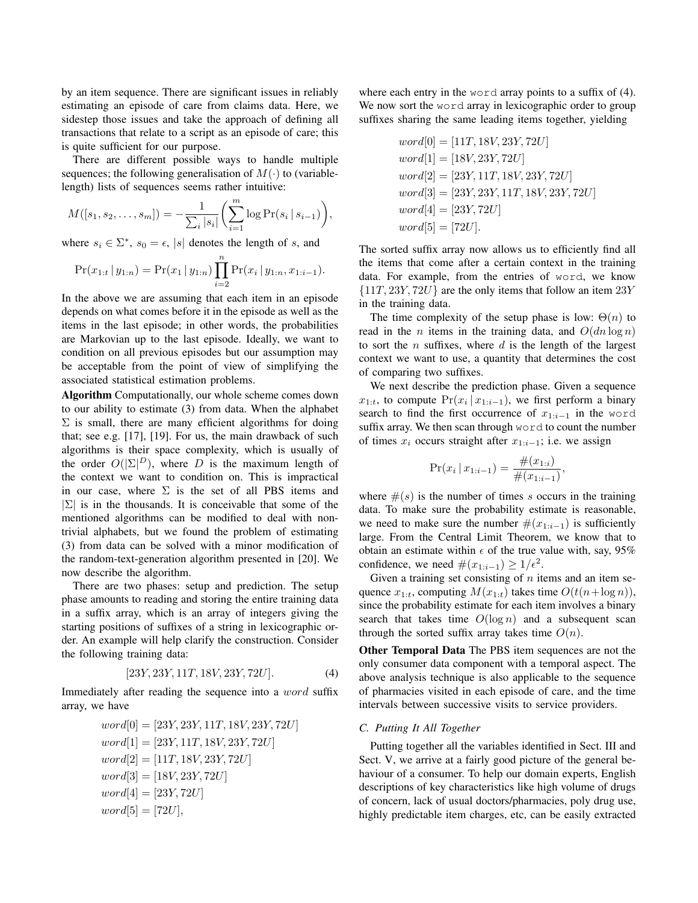by an item sequence. There are significant issues in reliably estimating an episode of care from claims data. Here, we sidestep those issues and take the approach of defining all transactions that relate to a script as an episode of care; this is quite sufficient for our purpose.

There are different possible ways to handle multiple sequences; the following generalisation of $M(\cdot)$ to (variable-length) lists of sequences seems rather intuitive:

$$M([s_1, s_2, \ldots, s_m]) = -\frac{1}{\sum_i |s_i|}\left(\sum_{i=1}^{m} \log \Pr(s_i \,|\, s_{i-1})\right),$$

where $s_i \in \Sigma^*$, $s_0 = \epsilon$, $|s|$ denotes the length of $s$, and

$$\Pr(x_{1:t} \,|\, y_{1:n}) = \Pr(x_1 \,|\, y_{1:n}) \prod_{i=2}^{n} \Pr(x_i \,|\, y_{1:n}, x_{1:i-1}).$$

In the above we are assuming that each item in an episode depends on what comes before it in the episode as well as the items in the last episode; in other words, the probabilities are Markovian up to the last episode. Ideally, we want to condition on all previous episodes but our assumption may be acceptable from the point of view of simplifying the associated statistical estimation problems.

**Algorithm** Computationally, our whole scheme comes down to our ability to estimate (3) from data. When the alphabet $\Sigma$ is small, there are many efficient algorithms for doing that; see e.g. [17], [19]. For us, the main drawback of such algorithms is their space complexity, which is usually of the order $O(|\Sigma|^D)$, where $D$ is the maximum length of the context we want to condition on. This is impractical in our case, where $\Sigma$ is the set of all PBS items and $|\Sigma|$ is in the thousands. It is conceivable that some of the mentioned algorithms can be modified to deal with non-trivial alphabets, but we found the problem of estimating (3) from data can be solved with a minor modification of the random-text-generation algorithm presented in [20]. We now describe the algorithm.

There are two phases: setup and prediction. The setup phase amounts to reading and storing the entire training data in a suffix array, which is an array of integers giving the starting positions of suffixes of a string in lexicographic order. An example will help clarify the construction. Consider the following training data:

$$[23Y, 23Y, 11T, 18V, 23Y, 72U]. \tag{4}$$

Immediately after reading the sequence into a $word$ suffix array, we have

$$\begin{aligned}
word[0] &= [23Y, 23Y, 11T, 18V, 23Y, 72U] \\
word[1] &= [23Y, 11T, 18V, 23Y, 72U] \\
word[2] &= [11T, 18V, 23Y, 72U] \\
word[3] &= [18V, 23Y, 72U] \\
word[4] &= [23Y, 72U] \\
word[5] &= [72U],
\end{aligned}$$

where each entry in the `word` array points to a suffix of (4). We now sort the `word` array in lexicographic order to group suffixes sharing the same leading items together, yielding

$$\begin{aligned}
word[0] &= [11T, 18V, 23Y, 72U] \\
word[1] &= [18V, 23Y, 72U] \\
word[2] &= [23Y, 11T, 18V, 23Y, 72U] \\
word[3] &= [23Y, 23Y, 11T, 18V, 23Y, 72U] \\
word[4] &= [23Y, 72U] \\
word[5] &= [72U].
\end{aligned}$$

The sorted suffix array now allows us to efficiently find all the items that come after a certain context in the training data. For example, from the entries of `word`, we know $\{11T, 23Y, 72U\}$ are the only items that follow an item $23Y$ in the training data.

The time complexity of the setup phase is low: $\Theta(n)$ to read in the $n$ items in the training data, and $O(dn \log n)$ to sort the $n$ suffixes, where $d$ is the length of the largest context we want to use, a quantity that determines the cost of comparing two suffixes.

We next describe the prediction phase. Given a sequence $x_{1:t}$, to compute $\Pr(x_i \,|\, x_{1:i-1})$, we first perform a binary search to find the first occurrence of $x_{1:i-1}$ in the `word` suffix array. We then scan through `word` to count the number of times $x_i$ occurs straight after $x_{1:i-1}$; i.e. we assign

$$\Pr(x_i \,|\, x_{1:i-1}) = \frac{\#(x_{1:i})}{\#(x_{1:i-1})},$$

where $\#(s)$ is the number of times $s$ occurs in the training data. To make sure the probability estimate is reasonable, we need to make sure the number $\#(x_{1:i-1})$ is sufficiently large. From the Central Limit Theorem, we know that to obtain an estimate within $\epsilon$ of the true value with, say, 95% confidence, we need $\#(x_{1:i-1}) \geq 1/\epsilon^2$.

Given a training set consisting of $n$ items and an item sequence $x_{1:t}$, computing $M(x_{1:t})$ takes time $O(t(n + \log n))$, since the probability estimate for each item involves a binary search that takes time $O(\log n)$ and a subsequent scan through the sorted suffix array takes time $O(n)$.

**Other Temporal Data** The PBS item sequences are not the only consumer data component with a temporal aspect. The above analysis technique is also applicable to the sequence of pharmacies visited in each episode of care, and the time intervals between successive visits to service providers.

### C. Putting It All Together

Putting together all the variables identified in Sect. III and Sect. V, we arrive at a fairly good picture of the general behaviour of a consumer. To help our domain experts, English descriptions of key characteristics like high volume of drugs of concern, lack of usual doctors/pharmacies, poly drug use, highly predictable item charges, etc, can be easily extracted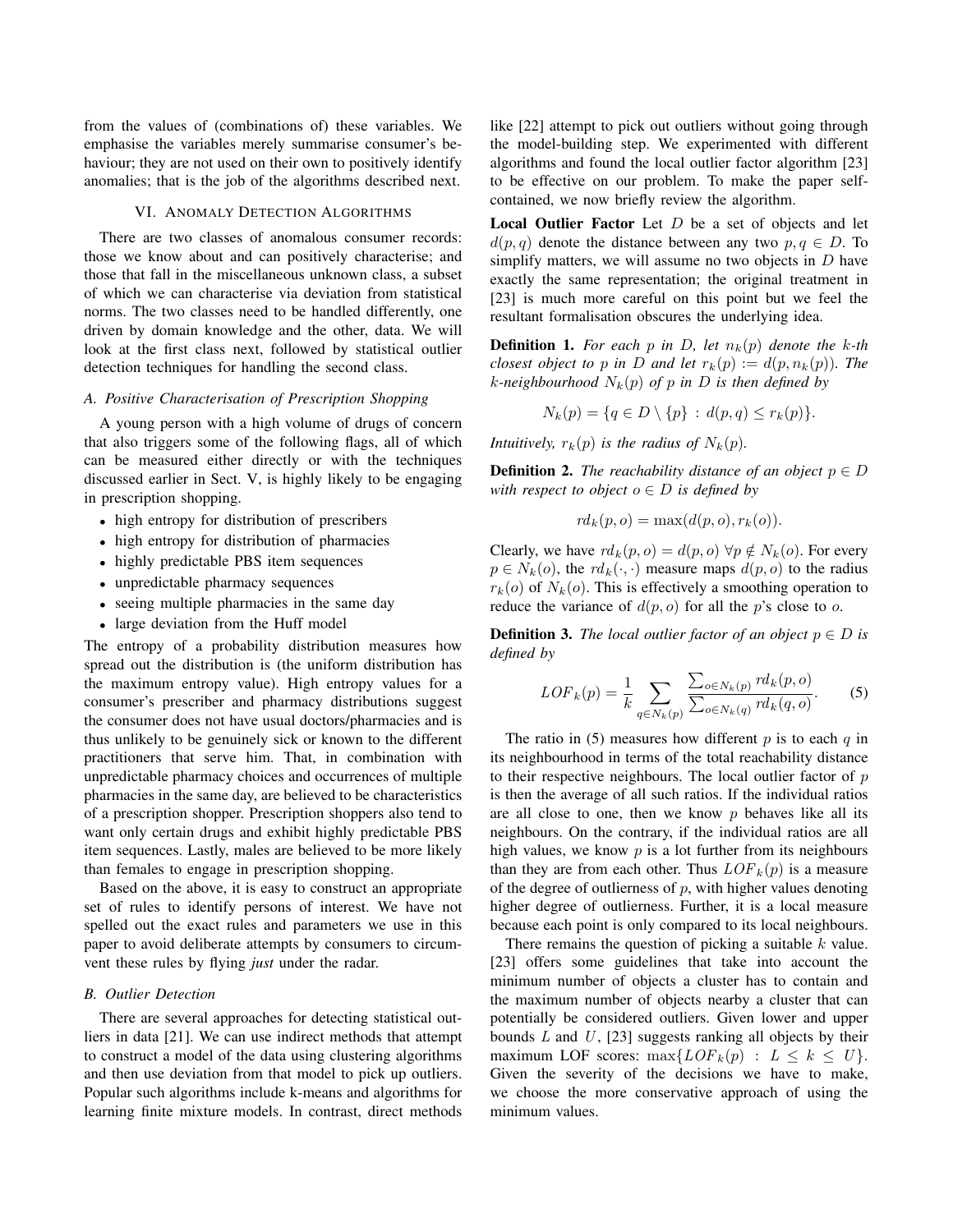from the values of (combinations of) these variables. We emphasise the variables merely summarise consumer's behaviour; they are not used on their own to positively identify anomalies; that is the job of the algorithms described next.

## VI. Anomaly Detection Algorithms

There are two classes of anomalous consumer records: those we know about and can positively characterise; and those that fall in the miscellaneous unknown class, a subset of which we can characterise via deviation from statistical norms. The two classes need to be handled differently, one driven by domain knowledge and the other, data. We will look at the first class next, followed by statistical outlier detection techniques for handling the second class.

### A. Positive Characterisation of Prescription Shopping

A young person with a high volume of drugs of concern that also triggers some of the following flags, all of which can be measured either directly or with the techniques discussed earlier in Sect. V, is highly likely to be engaging in prescription shopping.

- high entropy for distribution of prescribers
- high entropy for distribution of pharmacies
- highly predictable PBS item sequences
- unpredictable pharmacy sequences
- seeing multiple pharmacies in the same day
- large deviation from the Huff model

The entropy of a probability distribution measures how spread out the distribution is (the uniform distribution has the maximum entropy value). High entropy values for a consumer's prescriber and pharmacy distributions suggest the consumer does not have usual doctors/pharmacies and is thus unlikely to be genuinely sick or known to the different practitioners that serve him. That, in combination with unpredictable pharmacy choices and occurrences of multiple pharmacies in the same day, are believed to be characteristics of a prescription shopper. Prescription shoppers also tend to want only certain drugs and exhibit highly predictable PBS item sequences. Lastly, males are believed to be more likely than females to engage in prescription shopping.

Based on the above, it is easy to construct an appropriate set of rules to identify persons of interest. We have not spelled out the exact rules and parameters we use in this paper to avoid deliberate attempts by consumers to circumvent these rules by flying *just* under the radar.

### B. Outlier Detection

There are several approaches for detecting statistical outliers in data [21]. We can use indirect methods that attempt to construct a model of the data using clustering algorithms and then use deviation from that model to pick up outliers. Popular such algorithms include k-means and algorithms for learning finite mixture models. In contrast, direct methods like [22] attempt to pick out outliers without going through the model-building step. We experimented with different algorithms and found the local outlier factor algorithm [23] to be effective on our problem. To make the paper self-contained, we now briefly review the algorithm.

**Local Outlier Factor** Let $D$ be a set of objects and let $d(p, q)$ denote the distance between any two $p, q \in D$. To simplify matters, we will assume no two objects in $D$ have exactly the same representation; the original treatment in [23] is much more careful on this point but we feel the resultant formalisation obscures the underlying idea.

**Definition 1.** *For each $p$ in $D$, let $n_k(p)$ denote the $k$-th closest object to $p$ in $D$ and let $r_k(p) := d(p, n_k(p))$. The $k$-neighbourhood $N_k(p)$ of $p$ in $D$ is then defined by*

$$N_k(p) = \{q \in D \setminus \{p\} : d(p, q) \leq r_k(p)\}.$$

*Intuitively, $r_k(p)$ is the radius of $N_k(p)$.*

**Definition 2.** *The reachability distance of an object $p \in D$ with respect to object $o \in D$ is defined by*

$$rd_k(p, o) = \max(d(p, o), r_k(o)).$$

Clearly, we have $rd_k(p, o) = d(p, o) \; \forall p \notin N_k(o)$. For every $p \in N_k(o)$, the $rd_k(\cdot, \cdot)$ measure maps $d(p, o)$ to the radius $r_k(o)$ of $N_k(o)$. This is effectively a smoothing operation to reduce the variance of $d(p, o)$ for all the $p$'s close to $o$.

**Definition 3.** *The local outlier factor of an object $p \in D$ is defined by*

$$LOF_k(p) = \frac{1}{k} \sum_{q \in N_k(p)} \frac{\sum_{o \in N_k(p)} rd_k(p, o)}{\sum_{o \in N_k(q)} rd_k(q, o)}. \tag{5}$$

The ratio in (5) measures how different $p$ is to each $q$ in its neighbourhood in terms of the total reachability distance to their respective neighbours. The local outlier factor of $p$ is then the average of all such ratios. If the individual ratios are all close to one, then we know $p$ behaves like all its neighbours. On the contrary, if the individual ratios are all high values, we know $p$ is a lot further from its neighbours than they are from each other. Thus $LOF_k(p)$ is a measure of the degree of outlierness of $p$, with higher values denoting higher degree of outlierness. Further, it is a local measure because each point is only compared to its local neighbours.

There remains the question of picking a suitable $k$ value. [23] offers some guidelines that take into account the minimum number of objects a cluster has to contain and the maximum number of objects nearby a cluster that can potentially be considered outliers. Given lower and upper bounds $L$ and $U$, [23] suggests ranking all objects by their maximum LOF scores: $\max\{LOF_k(p) : L \leq k \leq U\}$. Given the severity of the decisions we have to make, we choose the more conservative approach of using the minimum values.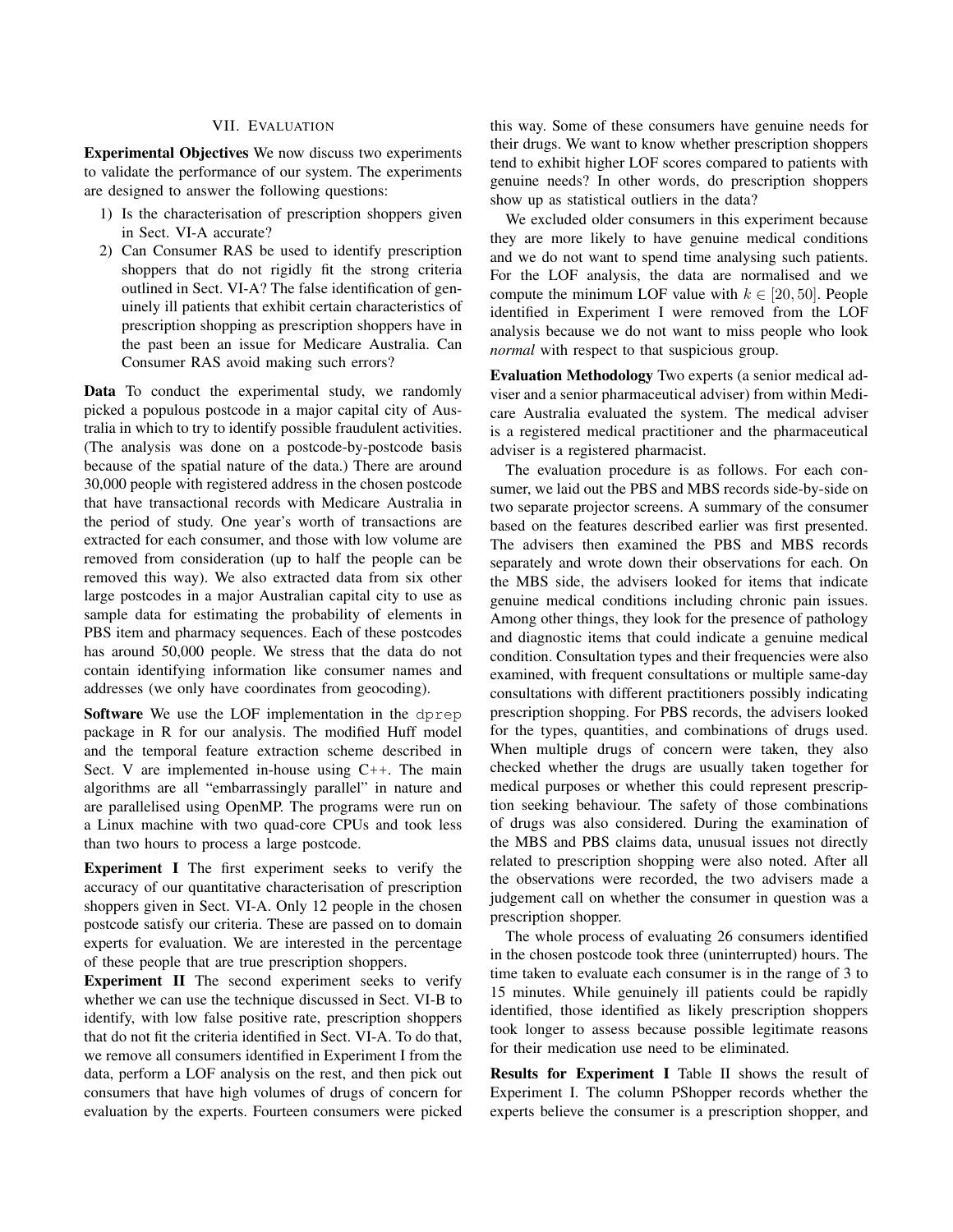## VII. Evaluation

**Experimental Objectives** We now discuss two experiments to validate the performance of our system. The experiments are designed to answer the following questions:

1) Is the characterisation of prescription shoppers given in Sect. VI-A accurate?
2) Can Consumer RAS be used to identify prescription shoppers that do not rigidly fit the strong criteria outlined in Sect. VI-A? The false identification of genuinely ill patients that exhibit certain characteristics of prescription shopping as prescription shoppers have in the past been an issue for Medicare Australia. Can Consumer RAS avoid making such errors?

**Data** To conduct the experimental study, we randomly picked a populous postcode in a major capital city of Australia in which to try to identify possible fraudulent activities. (The analysis was done on a postcode-by-postcode basis because of the spatial nature of the data.) There are around 30,000 people with registered address in the chosen postcode that have transactional records with Medicare Australia in the period of study. One year's worth of transactions are extracted for each consumer, and those with low volume are removed from consideration (up to half the people can be removed this way). We also extracted data from six other large postcodes in a major Australian capital city to use as sample data for estimating the probability of elements in PBS item and pharmacy sequences. Each of these postcodes has around 50,000 people. We stress that the data do not contain identifying information like consumer names and addresses (we only have coordinates from geocoding).

**Software** We use the LOF implementation in the `dprep` package in R for our analysis. The modified Huff model and the temporal feature extraction scheme described in Sect. V are implemented in-house using C++. The main algorithms are all "embarrassingly parallel" in nature and are parallelised using OpenMP. The programs were run on a Linux machine with two quad-core CPUs and took less than two hours to process a large postcode.

**Experiment I** The first experiment seeks to verify the accuracy of our quantitative characterisation of prescription shoppers given in Sect. VI-A. Only 12 people in the chosen postcode satisfy our criteria. These are passed on to domain experts for evaluation. We are interested in the percentage of these people that are true prescription shoppers.

**Experiment II** The second experiment seeks to verify whether we can use the technique discussed in Sect. VI-B to identify, with low false positive rate, prescription shoppers that do not fit the criteria identified in Sect. VI-A. To do that, we remove all consumers identified in Experiment I from the data, perform a LOF analysis on the rest, and then pick out consumers that have high volumes of drugs of concern for evaluation by the experts. Fourteen consumers were picked this way. Some of these consumers have genuine needs for their drugs. We want to know whether prescription shoppers tend to exhibit higher LOF scores compared to patients with genuine needs? In other words, do prescription shoppers show up as statistical outliers in the data?

We excluded older consumers in this experiment because they are more likely to have genuine medical conditions and we do not want to spend time analysing such patients. For the LOF analysis, the data are normalised and we compute the minimum LOF value with $k \in [20, 50]$. People identified in Experiment I were removed from the LOF analysis because we do not want to miss people who look *normal* with respect to that suspicious group.

**Evaluation Methodology** Two experts (a senior medical adviser and a senior pharmaceutical adviser) from within Medicare Australia evaluated the system. The medical adviser is a registered medical practitioner and the pharmaceutical adviser is a registered pharmacist.

The evaluation procedure is as follows. For each consumer, we laid out the PBS and MBS records side-by-side on two separate projector screens. A summary of the consumer based on the features described earlier was first presented. The advisers then examined the PBS and MBS records separately and wrote down their observations for each. On the MBS side, the advisers looked for items that indicate genuine medical conditions including chronic pain issues. Among other things, they look for the presence of pathology and diagnostic items that could indicate a genuine medical condition. Consultation types and their frequencies were also examined, with frequent consultations or multiple same-day consultations with different practitioners possibly indicating prescription shopping. For PBS records, the advisers looked for the types, quantities, and combinations of drugs used. When multiple drugs of concern were taken, they also checked whether the drugs are usually taken together for medical purposes or whether this could represent prescription seeking behaviour. The safety of those combinations of drugs was also considered. During the examination of the MBS and PBS claims data, unusual issues not directly related to prescription shopping were also noted. After all the observations were recorded, the two advisers made a judgement call on whether the consumer in question was a prescription shopper.

The whole process of evaluating 26 consumers identified in the chosen postcode took three (uninterrupted) hours. The time taken to evaluate each consumer is in the range of 3 to 15 minutes. While genuinely ill patients could be rapidly identified, those identified as likely prescription shoppers took longer to assess because possible legitimate reasons for their medication use need to be eliminated.

**Results for Experiment I** Table II shows the result of Experiment I. The column PShopper records whether the experts believe the consumer is a prescription shopper, and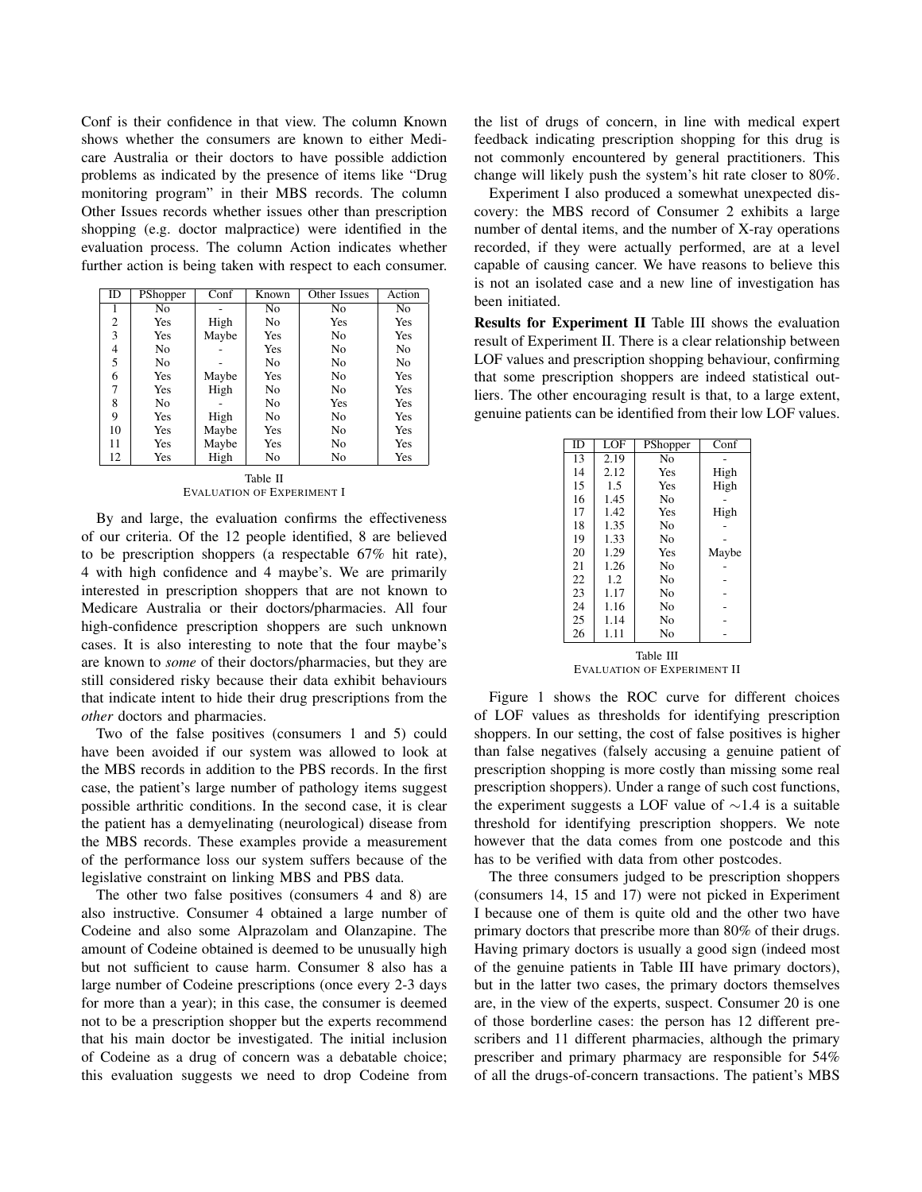Conf is their confidence in that view. The column Known shows whether the consumers are known to either Medicare Australia or their doctors to have possible addiction problems as indicated by the presence of items like "Drug monitoring program" in their MBS records. The column Other Issues records whether issues other than prescription shopping (e.g. doctor malpractice) were identified in the evaluation process. The column Action indicates whether further action is being taken with respect to each consumer.

| ID | PShopper | Conf | Known | Other Issues | Action |
|---|---|---|---|---|---|
| 1 | No | - | No | No | No |
| 2 | Yes | High | No | Yes | Yes |
| 3 | Yes | Maybe | Yes | No | Yes |
| 4 | No | - | Yes | No | No |
| 5 | No | - | No | No | No |
| 6 | Yes | Maybe | Yes | No | Yes |
| 7 | Yes | High | No | No | Yes |
| 8 | No | - | No | Yes | Yes |
| 9 | Yes | High | No | No | Yes |
| 10 | Yes | Maybe | Yes | No | Yes |
| 11 | Yes | Maybe | Yes | No | Yes |
| 12 | Yes | High | No | No | Yes |

Table II
EVALUATION OF EXPERIMENT I

By and large, the evaluation confirms the effectiveness of our criteria. Of the 12 people identified, 8 are believed to be prescription shoppers (a respectable 67% hit rate), 4 with high confidence and 4 maybe's. We are primarily interested in prescription shoppers that are not known to Medicare Australia or their doctors/pharmacies. All four high-confidence prescription shoppers are such unknown cases. It is also interesting to note that the four maybe's are known to *some* of their doctors/pharmacies, but they are still considered risky because their data exhibit behaviours that indicate intent to hide their drug prescriptions from the *other* doctors and pharmacies.

Two of the false positives (consumers 1 and 5) could have been avoided if our system was allowed to look at the MBS records in addition to the PBS records. In the first case, the patient's large number of pathology items suggest possible arthritic conditions. In the second case, it is clear the patient has a demyelinating (neurological) disease from the MBS records. These examples provide a measurement of the performance loss our system suffers because of the legislative constraint on linking MBS and PBS data.

The other two false positives (consumers 4 and 8) are also instructive. Consumer 4 obtained a large number of Codeine and also some Alprazolam and Olanzapine. The amount of Codeine obtained is deemed to be unusually high but not sufficient to cause harm. Consumer 8 also has a large number of Codeine prescriptions (once every 2-3 days for more than a year); in this case, the consumer is deemed not to be a prescription shopper but the experts recommend that his main doctor be investigated. The initial inclusion of Codeine as a drug of concern was a debatable choice; this evaluation suggests we need to drop Codeine from the list of drugs of concern, in line with medical expert feedback indicating prescription shopping for this drug is not commonly encountered by general practitioners. This change will likely push the system's hit rate closer to 80%.

Experiment I also produced a somewhat unexpected discovery: the MBS record of Consumer 2 exhibits a large number of dental items, and the number of X-ray operations recorded, if they were actually performed, are at a level capable of causing cancer. We have reasons to believe this is not an isolated case and a new line of investigation has been initiated.

**Results for Experiment II** Table III shows the evaluation result of Experiment II. There is a clear relationship between LOF values and prescription shopping behaviour, confirming that some prescription shoppers are indeed statistical outliers. The other encouraging result is that, to a large extent, genuine patients can be identified from their low LOF values.

| ID | LOF | PShopper | Conf |
|---|---|---|---|
| 13 | 2.19 | No | - |
| 14 | 2.12 | Yes | High |
| 15 | 1.5 | Yes | High |
| 16 | 1.45 | No | - |
| 17 | 1.42 | Yes | High |
| 18 | 1.35 | No | - |
| 19 | 1.33 | No | - |
| 20 | 1.29 | Yes | Maybe |
| 21 | 1.26 | No | - |
| 22 | 1.2 | No | - |
| 23 | 1.17 | No | - |
| 24 | 1.16 | No | - |
| 25 | 1.14 | No | - |
| 26 | 1.11 | No | - |

Table III
EVALUATION OF EXPERIMENT II

Figure 1 shows the ROC curve for different choices of LOF values as thresholds for identifying prescription shoppers. In our setting, the cost of false positives is higher than false negatives (falsely accusing a genuine patient of prescription shopping is more costly than missing some real prescription shoppers). Under a range of such cost functions, the experiment suggests a LOF value of $\sim$1.4 is a suitable threshold for identifying prescription shoppers. We note however that the data comes from one postcode and this has to be verified with data from other postcodes.

The three consumers judged to be prescription shoppers (consumers 14, 15 and 17) were not picked in Experiment I because one of them is quite old and the other two have primary doctors that prescribe more than 80% of their drugs. Having primary doctors is usually a good sign (indeed most of the genuine patients in Table III have primary doctors), but in the latter two cases, the primary doctors themselves are, in the view of the experts, suspect. Consumer 20 is one of those borderline cases: the person has 12 different prescribers and 11 different pharmacies, although the primary prescriber and primary pharmacy are responsible for 54% of all the drugs-of-concern transactions. The patient's MBS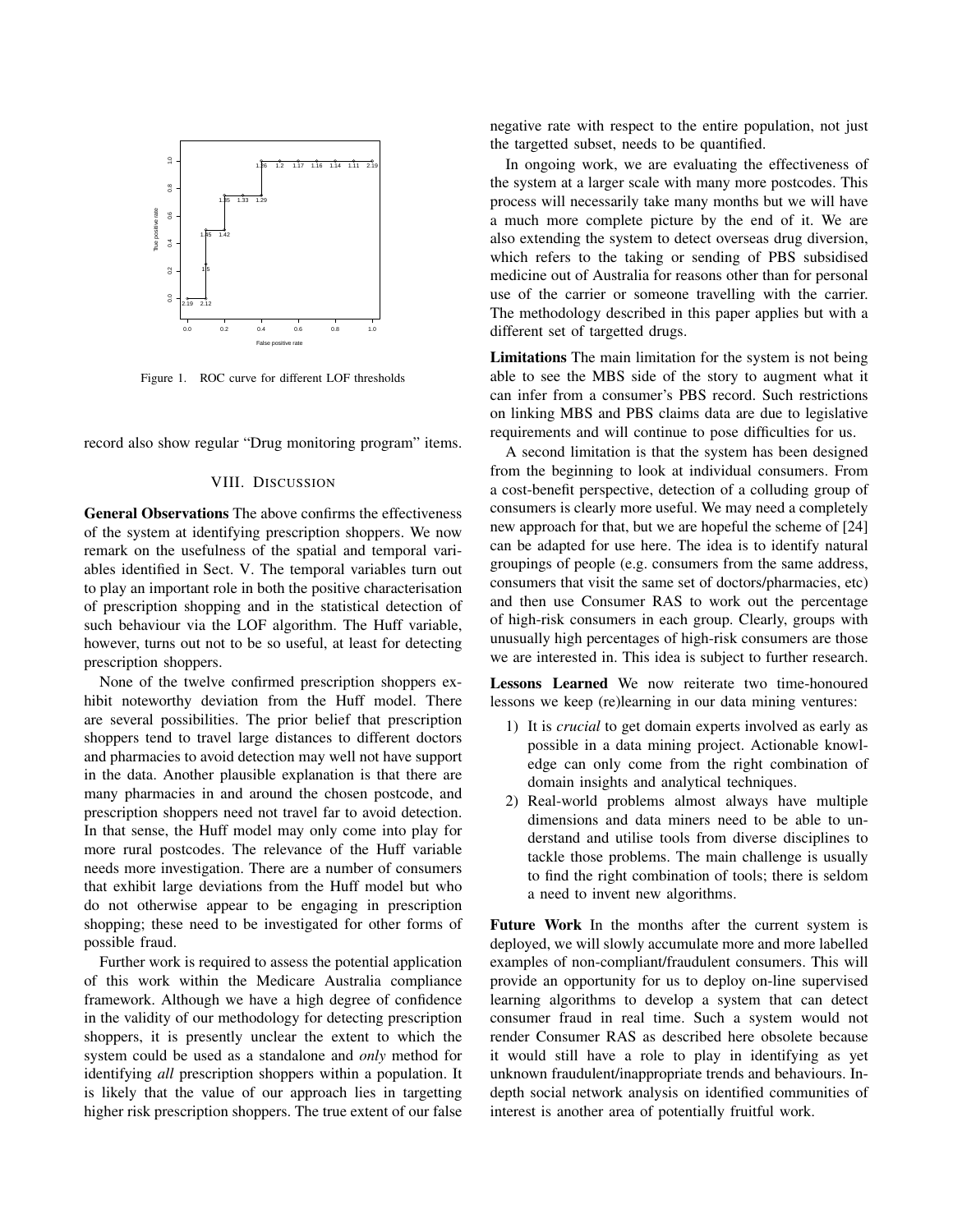Figure 1. ROC curve for different LOF thresholds

record also show regular "Drug monitoring program" items.

## VIII. Discussion

**General Observations** The above confirms the effectiveness of the system at identifying prescription shoppers. We now remark on the usefulness of the spatial and temporal variables identified in Sect. V. The temporal variables turn out to play an important role in both the positive characterisation of prescription shopping and in the statistical detection of such behaviour via the LOF algorithm. The Huff variable, however, turns out not to be so useful, at least for detecting prescription shoppers.

None of the twelve confirmed prescription shoppers exhibit noteworthy deviation from the Huff model. There are several possibilities. The prior belief that prescription shoppers tend to travel large distances to different doctors and pharmacies to avoid detection may well not have support in the data. Another plausible explanation is that there are many pharmacies in and around the chosen postcode, and prescription shoppers need not travel far to avoid detection. In that sense, the Huff model may only come into play for more rural postcodes. The relevance of the Huff variable needs more investigation. There are a number of consumers that exhibit large deviations from the Huff model but who do not otherwise appear to be engaging in prescription shopping; these need to be investigated for other forms of possible fraud.

Further work is required to assess the potential application of this work within the Medicare Australia compliance framework. Although we have a high degree of confidence in the validity of our methodology for detecting prescription shoppers, it is presently unclear the extent to which the system could be used as a standalone and *only* method for identifying *all* prescription shoppers within a population. It is likely that the value of our approach lies in targetting higher risk prescription shoppers. The true extent of our false negative rate with respect to the entire population, not just the targetted subset, needs to be quantified.

In ongoing work, we are evaluating the effectiveness of the system at a larger scale with many more postcodes. This process will necessarily take many months but we will have a much more complete picture by the end of it. We are also extending the system to detect overseas drug diversion, which refers to the taking or sending of PBS subsidised medicine out of Australia for reasons other than for personal use of the carrier or someone travelling with the carrier. The methodology described in this paper applies but with a different set of targetted drugs.

**Limitations** The main limitation for the system is not being able to see the MBS side of the story to augment what it can infer from a consumer's PBS record. Such restrictions on linking MBS and PBS claims data are due to legislative requirements and will continue to pose difficulties for us.

A second limitation is that the system has been designed from the beginning to look at individual consumers. From a cost-benefit perspective, detection of a colluding group of consumers is clearly more useful. We may need a completely new approach for that, but we are hopeful the scheme of [24] can be adapted for use here. The idea is to identify natural groupings of people (e.g. consumers from the same address, consumers that visit the same set of doctors/pharmacies, etc) and then use Consumer RAS to work out the percentage of high-risk consumers in each group. Clearly, groups with unusually high percentages of high-risk consumers are those we are interested in. This idea is subject to further research.

**Lessons Learned** We now reiterate two time-honoured lessons we keep (re)learning in our data mining ventures:

1) It is *crucial* to get domain experts involved as early as possible in a data mining project. Actionable knowledge can only come from the right combination of domain insights and analytical techniques.
2) Real-world problems almost always have multiple dimensions and data miners need to be able to understand and utilise tools from diverse disciplines to tackle those problems. The main challenge is usually to find the right combination of tools; there is seldom a need to invent new algorithms.

**Future Work** In the months after the current system is deployed, we will slowly accumulate more and more labelled examples of non-compliant/fraudulent consumers. This will provide an opportunity for us to deploy on-line supervised learning algorithms to develop a system that can detect consumer fraud in real time. Such a system would not render Consumer RAS as described here obsolete because it would still have a role to play in identifying as yet unknown fraudulent/inappropriate trends and behaviours. In-depth social network analysis on identified communities of interest is another area of potentially fruitful work.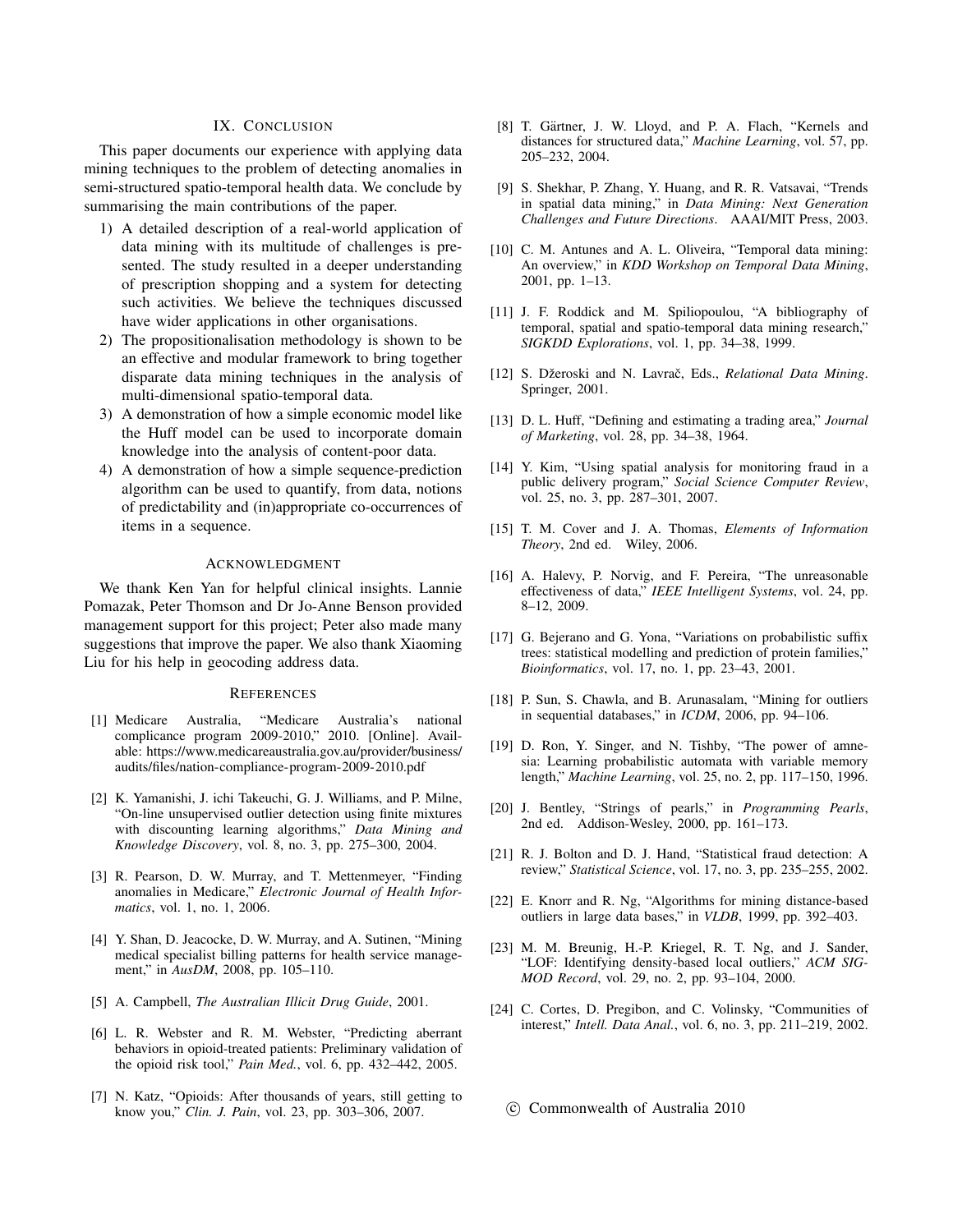## IX. Conclusion

This paper documents our experience with applying data mining techniques to the problem of detecting anomalies in semi-structured spatio-temporal health data. We conclude by summarising the main contributions of the paper.

1) A detailed description of a real-world application of data mining with its multitude of challenges is presented. The study resulted in a deeper understanding of prescription shopping and a system for detecting such activities. We believe the techniques discussed have wider applications in other organisations.
2) The propositionalisation methodology is shown to be an effective and modular framework to bring together disparate data mining techniques in the analysis of multi-dimensional spatio-temporal data.
3) A demonstration of how a simple economic model like the Huff model can be used to incorporate domain knowledge into the analysis of content-poor data.
4) A demonstration of how a simple sequence-prediction algorithm can be used to quantify, from data, notions of predictability and (in)appropriate co-occurrences of items in a sequence.

## Acknowledgment

We thank Ken Yan for helpful clinical insights. Lannie Pomazak, Peter Thomson and Dr Jo-Anne Benson provided management support for this project; Peter also made many suggestions that improve the paper. We also thank Xiaoming Liu for his help in geocoding address data.

## References

[1] Medicare Australia, "Medicare Australia's national complicance program 2009-2010," 2010. [Online]. Available: https://www.medicareaustralia.gov.au/provider/business/audits/files/nation-compliance-program-2009-2010.pdf

[2] K. Yamanishi, J. ichi Takeuchi, G. J. Williams, and P. Milne, "On-line unsupervised outlier detection using finite mixtures with discounting learning algorithms," *Data Mining and Knowledge Discovery*, vol. 8, no. 3, pp. 275–300, 2004.

[3] R. Pearson, D. W. Murray, and T. Mettenmeyer, "Finding anomalies in Medicare," *Electronic Journal of Health Informatics*, vol. 1, no. 1, 2006.

[4] Y. Shan, D. Jeacocke, D. W. Murray, and A. Sutinen, "Mining medical specialist billing patterns for health service management," in *AusDM*, 2008, pp. 105–110.

[5] A. Campbell, *The Australian Illicit Drug Guide*, 2001.

[6] L. R. Webster and R. M. Webster, "Predicting aberrant behaviors in opioid-treated patients: Preliminary validation of the opioid risk tool," *Pain Med.*, vol. 6, pp. 432–442, 2005.

[7] N. Katz, "Opioids: After thousands of years, still getting to know you," *Clin. J. Pain*, vol. 23, pp. 303–306, 2007.

[8] T. Gärtner, J. W. Lloyd, and P. A. Flach, "Kernels and distances for structured data," *Machine Learning*, vol. 57, pp. 205–232, 2004.

[9] S. Shekhar, P. Zhang, Y. Huang, and R. R. Vatsavai, "Trends in spatial data mining," in *Data Mining: Next Generation Challenges and Future Directions*. AAAI/MIT Press, 2003.

[10] C. M. Antunes and A. L. Oliveira, "Temporal data mining: An overview," in *KDD Workshop on Temporal Data Mining*, 2001, pp. 1–13.

[11] J. F. Roddick and M. Spiliopoulou, "A bibliography of temporal, spatial and spatio-temporal data mining research," *SIGKDD Explorations*, vol. 1, pp. 34–38, 1999.

[12] S. Džeroski and N. Lavrač, Eds., *Relational Data Mining*. Springer, 2001.

[13] D. L. Huff, "Defining and estimating a trading area," *Journal of Marketing*, vol. 28, pp. 34–38, 1964.

[14] Y. Kim, "Using spatial analysis for monitoring fraud in a public delivery program," *Social Science Computer Review*, vol. 25, no. 3, pp. 287–301, 2007.

[15] T. M. Cover and J. A. Thomas, *Elements of Information Theory*, 2nd ed. Wiley, 2006.

[16] A. Halevy, P. Norvig, and F. Pereira, "The unreasonable effectiveness of data," *IEEE Intelligent Systems*, vol. 24, pp. 8–12, 2009.

[17] G. Bejerano and G. Yona, "Variations on probabilistic suffix trees: statistical modelling and prediction of protein families," *Bioinformatics*, vol. 17, no. 1, pp. 23–43, 2001.

[18] P. Sun, S. Chawla, and B. Arunasalam, "Mining for outliers in sequential databases," in *ICDM*, 2006, pp. 94–106.

[19] D. Ron, Y. Singer, and N. Tishby, "The power of amnesia: Learning probabilistic automata with variable memory length," *Machine Learning*, vol. 25, no. 2, pp. 117–150, 1996.

[20] J. Bentley, "Strings of pearls," in *Programming Pearls*, 2nd ed. Addison-Wesley, 2000, pp. 161–173.

[21] R. J. Bolton and D. J. Hand, "Statistical fraud detection: A review," *Statistical Science*, vol. 17, no. 3, pp. 235–255, 2002.

[22] E. Knorr and R. Ng, "Algorithms for mining distance-based outliers in large data bases," in *VLDB*, 1999, pp. 392–403.

[23] M. M. Breunig, H.-P. Kriegel, R. T. Ng, and J. Sander, "LOF: Identifying density-based local outliers," *ACM SIGMOD Record*, vol. 29, no. 2, pp. 93–104, 2000.

[24] C. Cortes, D. Pregibon, and C. Volinsky, "Communities of interest," *Intell. Data Anal.*, vol. 6, no. 3, pp. 211–219, 2002.

© Commonwealth of Australia 2010